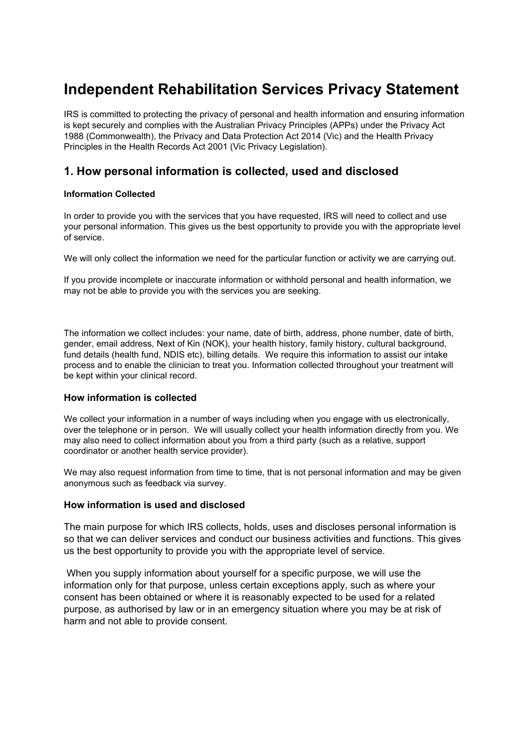# Independent Rehabilitation Services Privacy Statement

IRS is committed to protecting the privacy of personal and health information and ensuring information is kept securely and complies with the Australian Privacy Principles (APPs) under the Privacy Act 1988 (Commonwealth), the Privacy and Data Protection Act 2014 (Vic) and the Health Privacy Principles in the Health Records Act 2001 (Vic Privacy Legislation).

## 1. How personal information is collected, used and disclosed

#### Information Collected

In order to provide you with the services that you have requested, IRS will need to collect and use your personal information. This gives us the best opportunity to provide you with the appropriate level of service.

We will only collect the information we need for the particular function or activity we are carrying out.

If you provide incomplete or inaccurate information or withhold personal and health information, we may not be able to provide you with the services you are seeking.

The information we collect includes: your name, date of birth, address, phone number, date of birth, gender, email address, Next of Kin (NOK), your health history, family history, cultural background, fund details (health fund, NDIS etc), billing details. We require this information to assist our intake process and to enable the clinician to treat you. Information collected throughout your treatment will be kept within your clinical record.

### How information is collected

We collect your information in a number of ways including when you engage with us electronically, over the telephone or in person. We will usually collect your health information directly from you. We may also need to collect information about you from a third party (such as a relative, support coordinator or another health service provider).

We may also request information from time to time, that is not personal information and may be given anonymous such as feedback via survey.

### How information is used and disclosed

The main purpose for which IRS collects, holds, uses and discloses personal information is so that we can deliver services and conduct our business activities and functions. This gives us the best opportunity to provide you with the appropriate level of service.

When you supply information about yourself for a specific purpose, we will use the information only for that purpose, unless certain exceptions apply, such as where your consent has been obtained or where it is reasonably expected to be used for a related purpose, as authorised by law or in an emergency situation where you may be at risk of harm and not able to provide consent.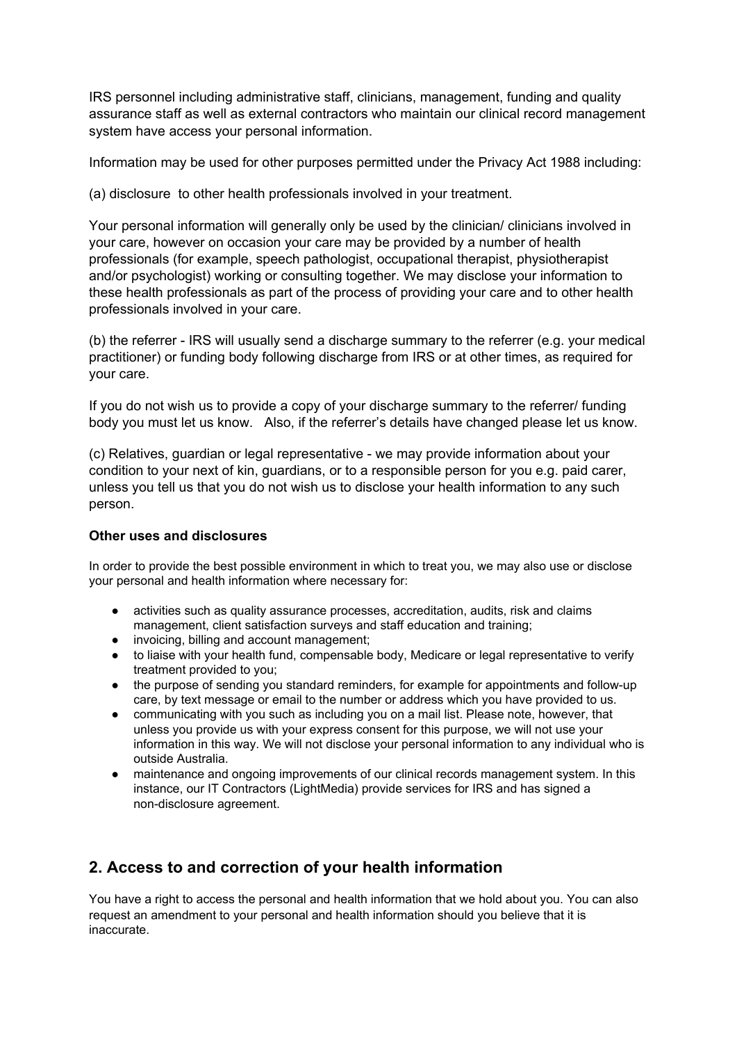IRS personnel including administrative staff, clinicians, management, funding and quality assurance staff as well as external contractors who maintain our clinical record management system have access your personal information.

Information may be used for other purposes permitted under the Privacy Act 1988 including:

(a) disclosure to other health professionals involved in your treatment.

Your personal information will generally only be used by the clinician/ clinicians involved in your care, however on occasion your care may be provided by a number of health professionals (for example, speech pathologist, occupational therapist, physiotherapist and/or psychologist) working or consulting together. We may disclose your information to these health professionals as part of the process of providing your care and to other health professionals involved in your care.

(b) the referrer - IRS will usually send a discharge summary to the referrer (e.g. your medical practitioner) or funding body following discharge from IRS or at other times, as required for your care.

If you do not wish us to provide a copy of your discharge summary to the referrer/ funding body you must let us know. Also, if the referrer's details have changed please let us know.

(c) Relatives, guardian or legal representative - we may provide information about your condition to your next of kin, guardians, or to a responsible person for you e.g. paid carer, unless you tell us that you do not wish us to disclose your health information to any such person.

**Other uses and disclosures**

In order to provide the best possible environment in which to treat you, we may also use or disclose your personal and health information where necessary for:

- activities such as quality assurance processes, accreditation, audits, risk and claims management, client satisfaction surveys and staff education and training;
- invoicing, billing and account management;
- to liaise with your health fund, compensable body, Medicare or legal representative to verify treatment provided to you;
- the purpose of sending you standard reminders, for example for appointments and follow-up care, by text message or email to the number or address which you have provided to us.
- communicating with you such as including you on a mail list. Please note, however, that unless you provide us with your express consent for this purpose, we will not use your information in this way. We will not disclose your personal information to any individual who is outside Australia.
- maintenance and ongoing improvements of our clinical records management system. In this instance, our IT Contractors (LightMedia) provide services for IRS and has signed a non-disclosure agreement.

## 2. Access to and correction of your health information

You have a right to access the personal and health information that we hold about you. You can also request an amendment to your personal and health information should you believe that it is inaccurate.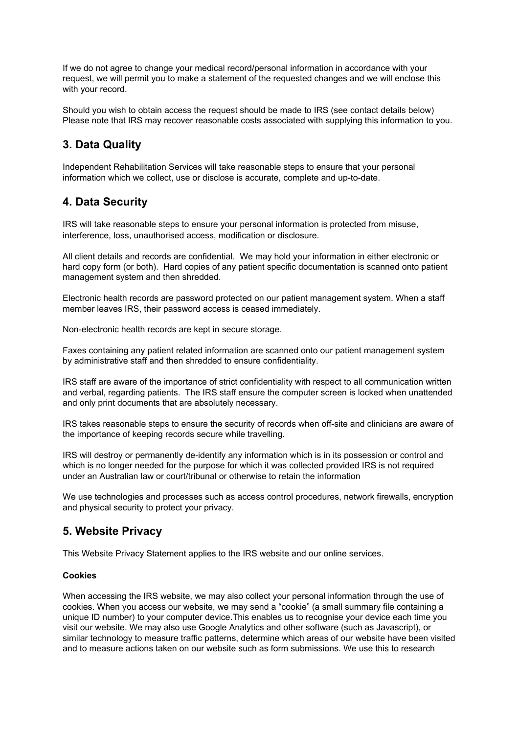If we do not agree to change your medical record/personal information in accordance with your request, we will permit you to make a statement of the requested changes and we will enclose this with your record.

Should you wish to obtain access the request should be made to IRS (see contact details below) Please note that IRS may recover reasonable costs associated with supplying this information to you.

## 3. Data Quality

Independent Rehabilitation Services will take reasonable steps to ensure that your personal information which we collect, use or disclose is accurate, complete and up-to-date.

## 4. Data Security

IRS will take reasonable steps to ensure your personal information is protected from misuse, interference, loss, unauthorised access, modification or disclosure.

All client details and records are confidential. We may hold your information in either electronic or hard copy form (or both). Hard copies of any patient specific documentation is scanned onto patient management system and then shredded.

Electronic health records are password protected on our patient management system. When a staff member leaves IRS, their password access is ceased immediately.

Non-electronic health records are kept in secure storage.

Faxes containing any patient related information are scanned onto our patient management system by administrative staff and then shredded to ensure confidentiality.

IRS staff are aware of the importance of strict confidentiality with respect to all communication written and verbal, regarding patients. The IRS staff ensure the computer screen is locked when unattended and only print documents that are absolutely necessary.

IRS takes reasonable steps to ensure the security of records when off-site and clinicians are aware of the importance of keeping records secure while travelling.

IRS will destroy or permanently de-identify any information which is in its possession or control and which is no longer needed for the purpose for which it was collected provided IRS is not required under an Australian law or court/tribunal or otherwise to retain the information

We use technologies and processes such as access control procedures, network firewalls, encryption and physical security to protect your privacy.

## 5. Website Privacy

This Website Privacy Statement applies to the IRS website and our online services.

**Cookies**

When accessing the IRS website, we may also collect your personal information through the use of cookies. When you access our website, we may send a "cookie" (a small summary file containing a unique ID number) to your computer device.This enables us to recognise your device each time you visit our website. We may also use Google Analytics and other software (such as Javascript), or similar technology to measure traffic patterns, determine which areas of our website have been visited and to measure actions taken on our website such as form submissions. We use this to research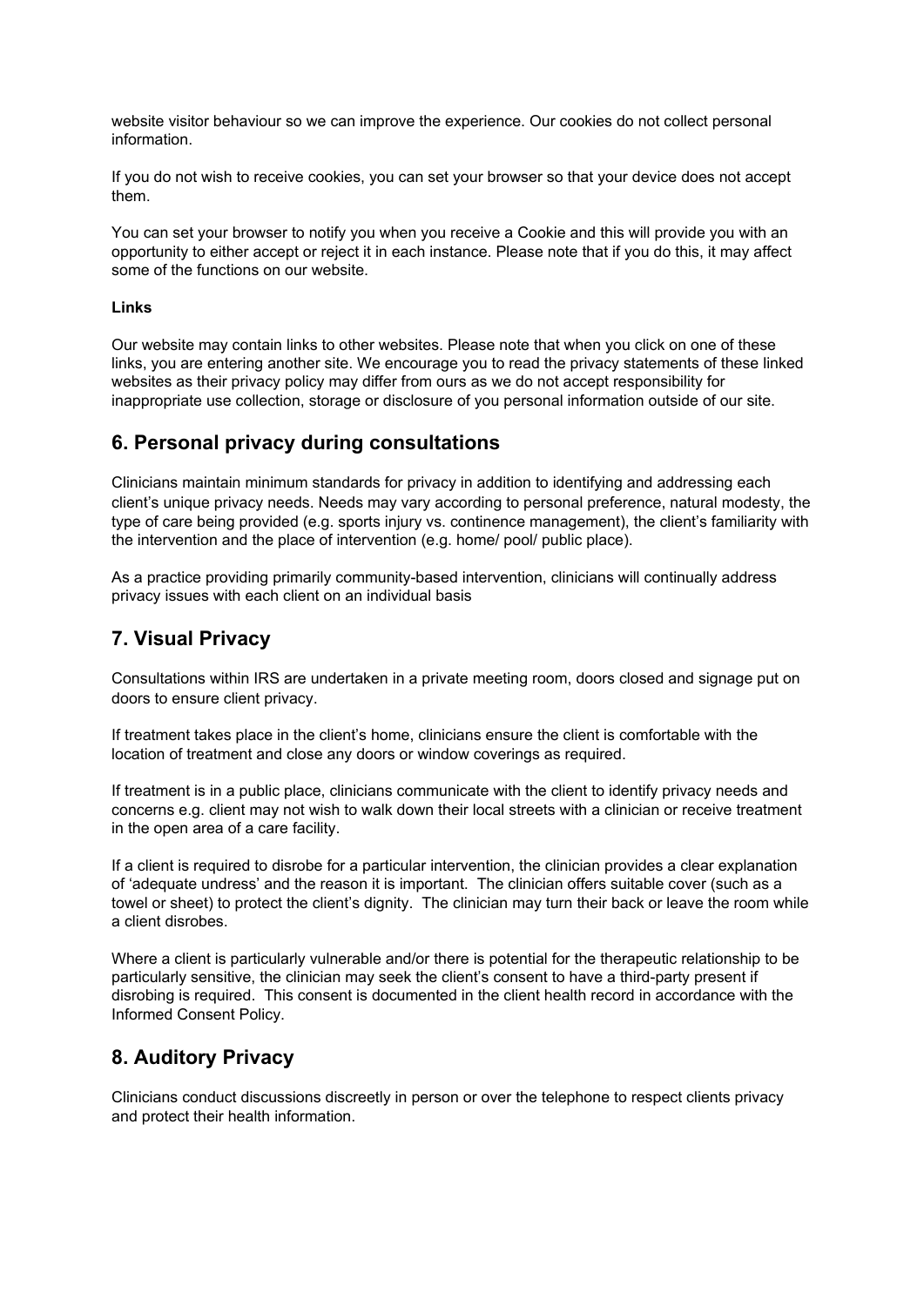website visitor behaviour so we can improve the experience. Our cookies do not collect personal information.

If you do not wish to receive cookies, you can set your browser so that your device does not accept them.

You can set your browser to notify you when you receive a Cookie and this will provide you with an opportunity to either accept or reject it in each instance. Please note that if you do this, it may affect some of the functions on our website.

**Links**

Our website may contain links to other websites. Please note that when you click on one of these links, you are entering another site. We encourage you to read the privacy statements of these linked websites as their privacy policy may differ from ours as we do not accept responsibility for inappropriate use collection, storage or disclosure of you personal information outside of our site.

## 6. Personal privacy during consultations

Clinicians maintain minimum standards for privacy in addition to identifying and addressing each client's unique privacy needs. Needs may vary according to personal preference, natural modesty, the type of care being provided (e.g. sports injury vs. continence management), the client's familiarity with the intervention and the place of intervention (e.g. home/ pool/ public place).

As a practice providing primarily community-based intervention, clinicians will continually address privacy issues with each client on an individual basis

## 7. Visual Privacy

Consultations within IRS are undertaken in a private meeting room, doors closed and signage put on doors to ensure client privacy.

If treatment takes place in the client's home, clinicians ensure the client is comfortable with the location of treatment and close any doors or window coverings as required.

If treatment is in a public place, clinicians communicate with the client to identify privacy needs and concerns e.g. client may not wish to walk down their local streets with a clinician or receive treatment in the open area of a care facility.

If a client is required to disrobe for a particular intervention, the clinician provides a clear explanation of 'adequate undress' and the reason it is important. The clinician offers suitable cover (such as a towel or sheet) to protect the client's dignity. The clinician may turn their back or leave the room while a client disrobes.

Where a client is particularly vulnerable and/or there is potential for the therapeutic relationship to be particularly sensitive, the clinician may seek the client's consent to have a third-party present if disrobing is required. This consent is documented in the client health record in accordance with the Informed Consent Policy.

## 8. Auditory Privacy

Clinicians conduct discussions discreetly in person or over the telephone to respect clients privacy and protect their health information.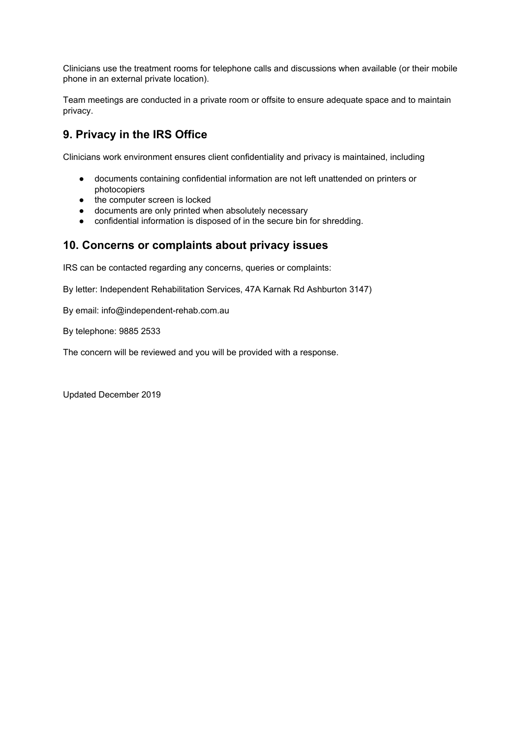Clinicians use the treatment rooms for telephone calls and discussions when available (or their mobile phone in an external private location).

Team meetings are conducted in a private room or offsite to ensure adequate space and to maintain privacy.

## 9. Privacy in the IRS Office

Clinicians work environment ensures client confidentiality and privacy is maintained, including

- documents containing confidential information are not left unattended on printers or photocopiers
- the computer screen is locked
- documents are only printed when absolutely necessary
- confidential information is disposed of in the secure bin for shredding.

## 10. Concerns or complaints about privacy issues

IRS can be contacted regarding any concerns, queries or complaints:

By letter: Independent Rehabilitation Services, 47A Karnak Rd Ashburton 3147)

By email: info@independent-rehab.com.au

By telephone: 9885 2533

The concern will be reviewed and you will be provided with a response.

Updated December 2019